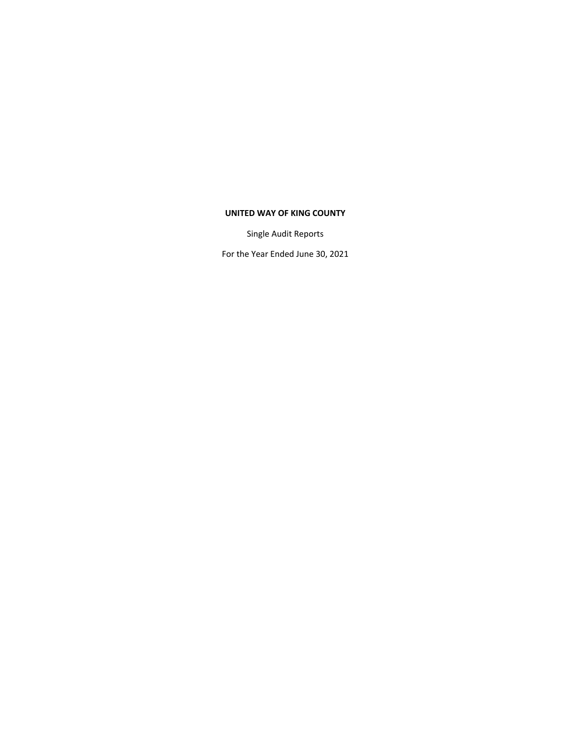**UNITED WAY OF KING COUNTY**

Single Audit Reports

For the Year Ended June 30, 2021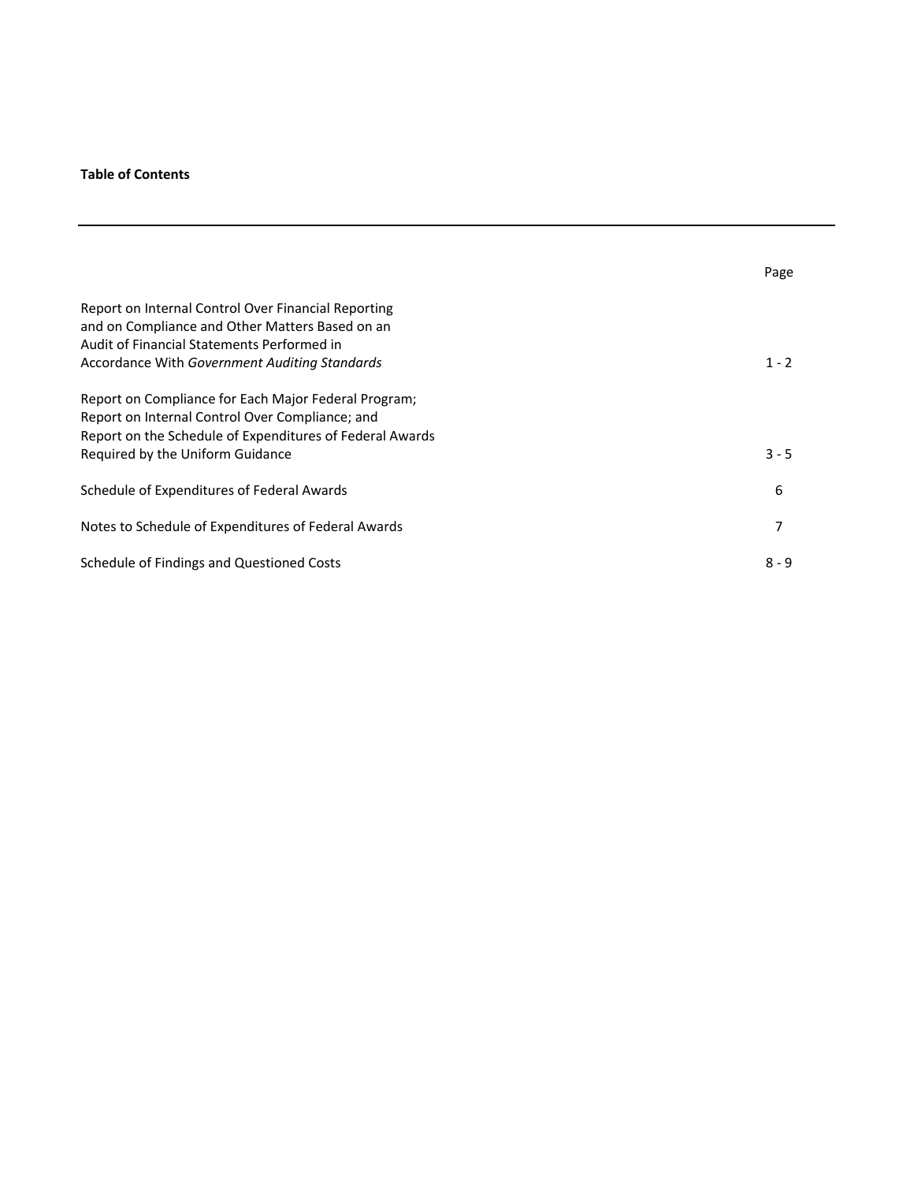**Table of Contents**

| | Page |
|---|---|
| Report on Internal Control Over Financial Reporting and on Compliance and Other Matters Based on an Audit of Financial Statements Performed in Accordance With *Government Auditing Standards* | 1 - 2 |
| Report on Compliance for Each Major Federal Program; Report on Internal Control Over Compliance; and Report on the Schedule of Expenditures of Federal Awards Required by the Uniform Guidance | 3 - 5 |
| Schedule of Expenditures of Federal Awards | 6 |
| Notes to Schedule of Expenditures of Federal Awards | 7 |
| Schedule of Findings and Questioned Costs | 8 - 9 |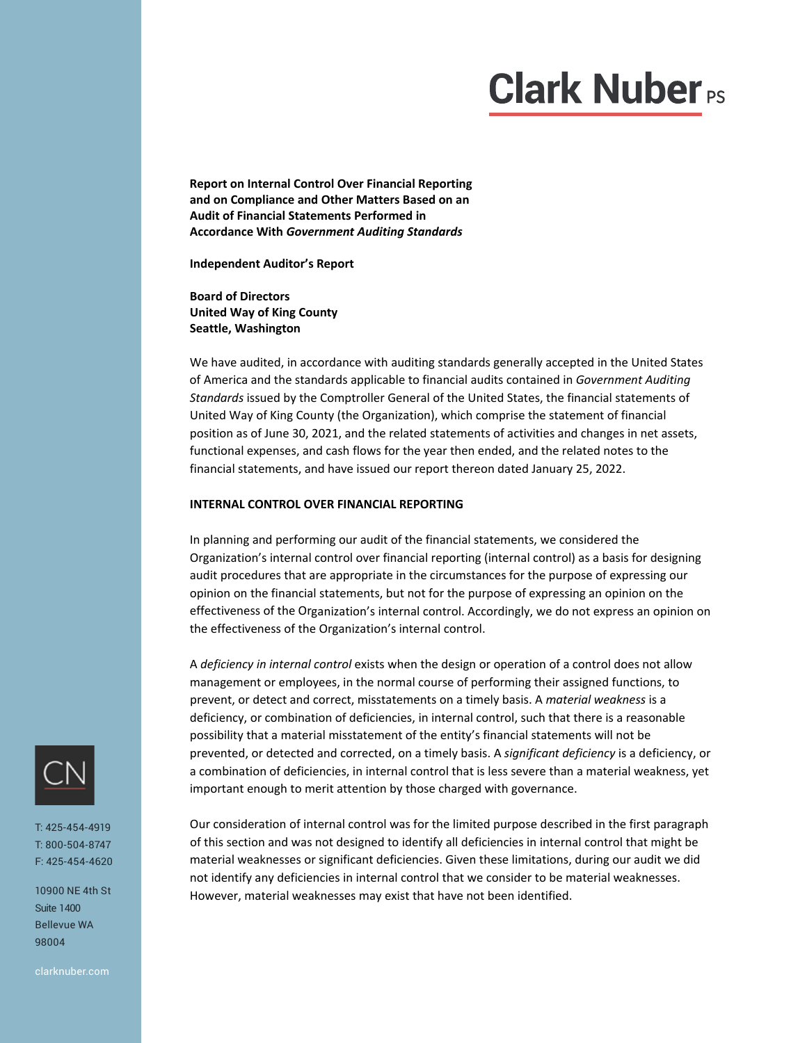**Clark Nuber PS**

**Report on Internal Control Over Financial Reporting and on Compliance and Other Matters Based on an Audit of Financial Statements Performed in Accordance With *Government Auditing Standards***

**Independent Auditor's Report**

**Board of Directors**
**United Way of King County**
**Seattle, Washington**

We have audited, in accordance with auditing standards generally accepted in the United States of America and the standards applicable to financial audits contained in *Government Auditing Standards* issued by the Comptroller General of the United States, the financial statements of United Way of King County (the Organization), which comprise the statement of financial position as of June 30, 2021, and the related statements of activities and changes in net assets, functional expenses, and cash flows for the year then ended, and the related notes to the financial statements, and have issued our report thereon dated January 25, 2022.

**INTERNAL CONTROL OVER FINANCIAL REPORTING**

In planning and performing our audit of the financial statements, we considered the Organization's internal control over financial reporting (internal control) as a basis for designing audit procedures that are appropriate in the circumstances for the purpose of expressing our opinion on the financial statements, but not for the purpose of expressing an opinion on the effectiveness of the Organization's internal control. Accordingly, we do not express an opinion on the effectiveness of the Organization's internal control.

A *deficiency in internal control* exists when the design or operation of a control does not allow management or employees, in the normal course of performing their assigned functions, to prevent, or detect and correct, misstatements on a timely basis. A *material weakness* is a deficiency, or combination of deficiencies, in internal control, such that there is a reasonable possibility that a material misstatement of the entity's financial statements will not be prevented, or detected and corrected, on a timely basis. A *significant deficiency* is a deficiency, or a combination of deficiencies, in internal control that is less severe than a material weakness, yet important enough to merit attention by those charged with governance.

Our consideration of internal control was for the limited purpose described in the first paragraph of this section and was not designed to identify all deficiencies in internal control that might be material weaknesses or significant deficiencies. Given these limitations, during our audit we did not identify any deficiencies in internal control that we consider to be material weaknesses. However, material weaknesses may exist that have not been identified.

T: 425-454-4919
T: 800-504-8747
F: 425-454-4620

10900 NE 4th St
Suite 1400
Bellevue WA
98004

clarknuber.com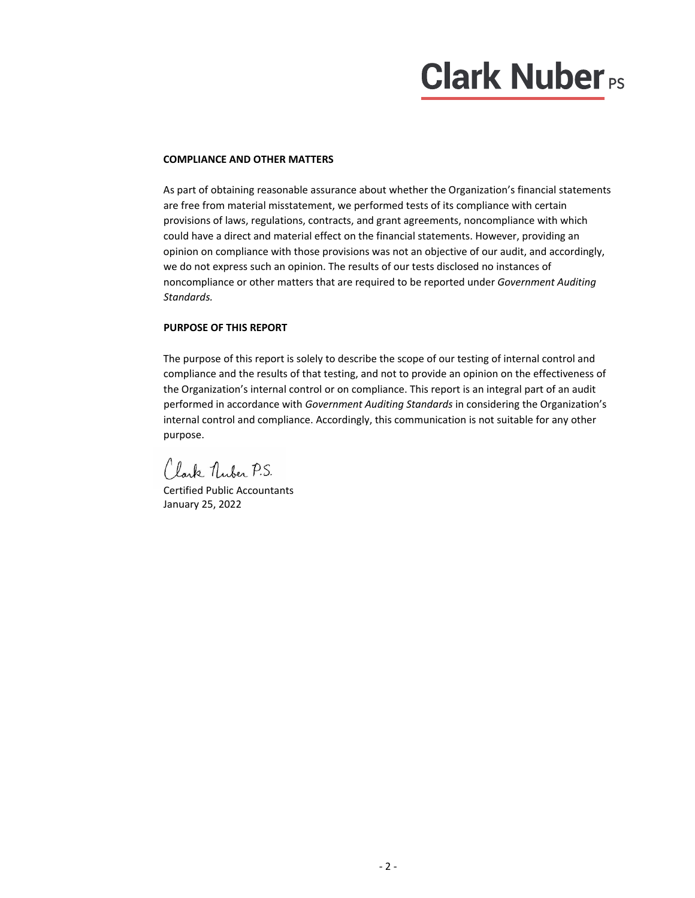**COMPLIANCE AND OTHER MATTERS**

As part of obtaining reasonable assurance about whether the Organization's financial statements are free from material misstatement, we performed tests of its compliance with certain provisions of laws, regulations, contracts, and grant agreements, noncompliance with which could have a direct and material effect on the financial statements. However, providing an opinion on compliance with those provisions was not an objective of our audit, and accordingly, we do not express such an opinion. The results of our tests disclosed no instances of noncompliance or other matters that are required to be reported under *Government Auditing Standards.*

**PURPOSE OF THIS REPORT**

The purpose of this report is solely to describe the scope of our testing of internal control and compliance and the results of that testing, and not to provide an opinion on the effectiveness of the Organization's internal control or on compliance. This report is an integral part of an audit performed in accordance with *Government Auditing Standards* in considering the Organization's internal control and compliance. Accordingly, this communication is not suitable for any other purpose.

Clark Nuber P.S.

Certified Public Accountants
January 25, 2022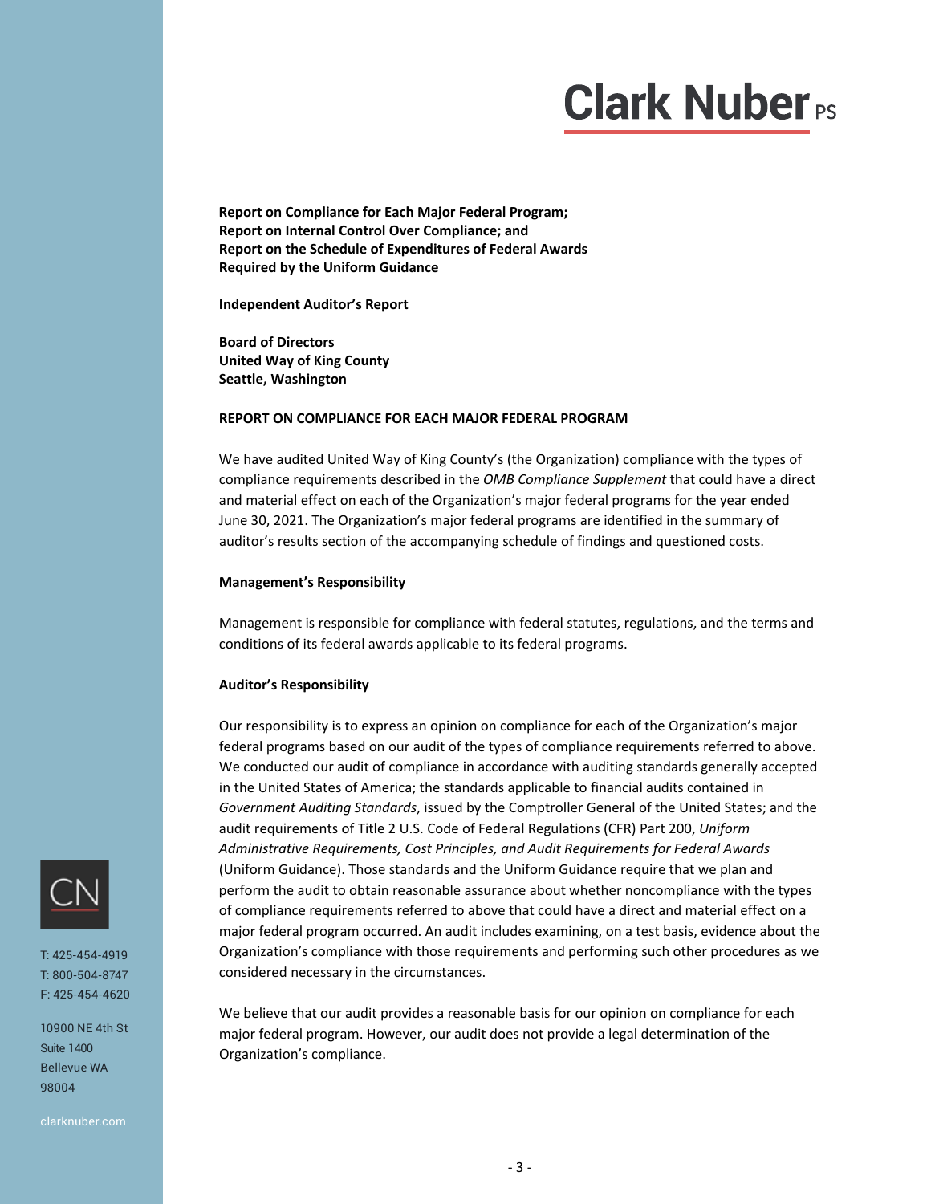**Report on Compliance for Each Major Federal Program;**
**Report on Internal Control Over Compliance; and**
**Report on the Schedule of Expenditures of Federal Awards**
**Required by the Uniform Guidance**

**Independent Auditor's Report**

**Board of Directors**
**United Way of King County**
**Seattle, Washington**

## REPORT ON COMPLIANCE FOR EACH MAJOR FEDERAL PROGRAM

We have audited United Way of King County's (the Organization) compliance with the types of compliance requirements described in the *OMB Compliance Supplement* that could have a direct and material effect on each of the Organization's major federal programs for the year ended June 30, 2021. The Organization's major federal programs are identified in the summary of auditor's results section of the accompanying schedule of findings and questioned costs.

### Management's Responsibility

Management is responsible for compliance with federal statutes, regulations, and the terms and conditions of its federal awards applicable to its federal programs.

### Auditor's Responsibility

Our responsibility is to express an opinion on compliance for each of the Organization's major federal programs based on our audit of the types of compliance requirements referred to above. We conducted our audit of compliance in accordance with auditing standards generally accepted in the United States of America; the standards applicable to financial audits contained in *Government Auditing Standards*, issued by the Comptroller General of the United States; and the audit requirements of Title 2 U.S. Code of Federal Regulations (CFR) Part 200, *Uniform Administrative Requirements, Cost Principles, and Audit Requirements for Federal Awards* (Uniform Guidance). Those standards and the Uniform Guidance require that we plan and perform the audit to obtain reasonable assurance about whether noncompliance with the types of compliance requirements referred to above that could have a direct and material effect on a major federal program occurred. An audit includes examining, on a test basis, evidence about the Organization's compliance with those requirements and performing such other procedures as we considered necessary in the circumstances.

We believe that our audit provides a reasonable basis for our opinion on compliance for each major federal program. However, our audit does not provide a legal determination of the Organization's compliance.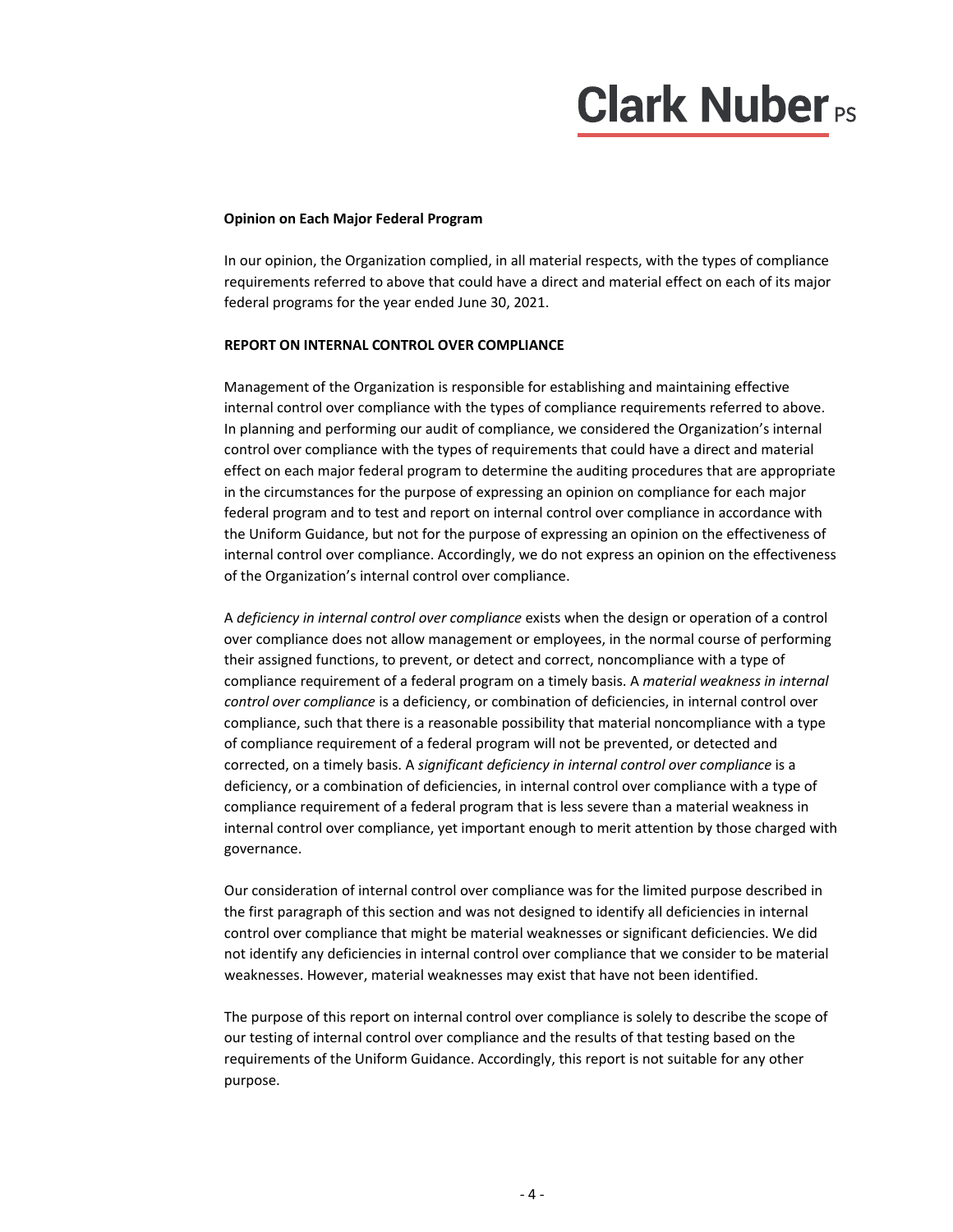**Opinion on Each Major Federal Program**

In our opinion, the Organization complied, in all material respects, with the types of compliance requirements referred to above that could have a direct and material effect on each of its major federal programs for the year ended June 30, 2021.

**REPORT ON INTERNAL CONTROL OVER COMPLIANCE**

Management of the Organization is responsible for establishing and maintaining effective internal control over compliance with the types of compliance requirements referred to above. In planning and performing our audit of compliance, we considered the Organization's internal control over compliance with the types of requirements that could have a direct and material effect on each major federal program to determine the auditing procedures that are appropriate in the circumstances for the purpose of expressing an opinion on compliance for each major federal program and to test and report on internal control over compliance in accordance with the Uniform Guidance, but not for the purpose of expressing an opinion on the effectiveness of internal control over compliance. Accordingly, we do not express an opinion on the effectiveness of the Organization's internal control over compliance.

A *deficiency in internal control over compliance* exists when the design or operation of a control over compliance does not allow management or employees, in the normal course of performing their assigned functions, to prevent, or detect and correct, noncompliance with a type of compliance requirement of a federal program on a timely basis. A *material weakness in internal control over compliance* is a deficiency, or combination of deficiencies, in internal control over compliance, such that there is a reasonable possibility that material noncompliance with a type of compliance requirement of a federal program will not be prevented, or detected and corrected, on a timely basis. A *significant deficiency in internal control over compliance* is a deficiency, or a combination of deficiencies, in internal control over compliance with a type of compliance requirement of a federal program that is less severe than a material weakness in internal control over compliance, yet important enough to merit attention by those charged with governance.

Our consideration of internal control over compliance was for the limited purpose described in the first paragraph of this section and was not designed to identify all deficiencies in internal control over compliance that might be material weaknesses or significant deficiencies. We did not identify any deficiencies in internal control over compliance that we consider to be material weaknesses. However, material weaknesses may exist that have not been identified.

The purpose of this report on internal control over compliance is solely to describe the scope of our testing of internal control over compliance and the results of that testing based on the requirements of the Uniform Guidance. Accordingly, this report is not suitable for any other purpose.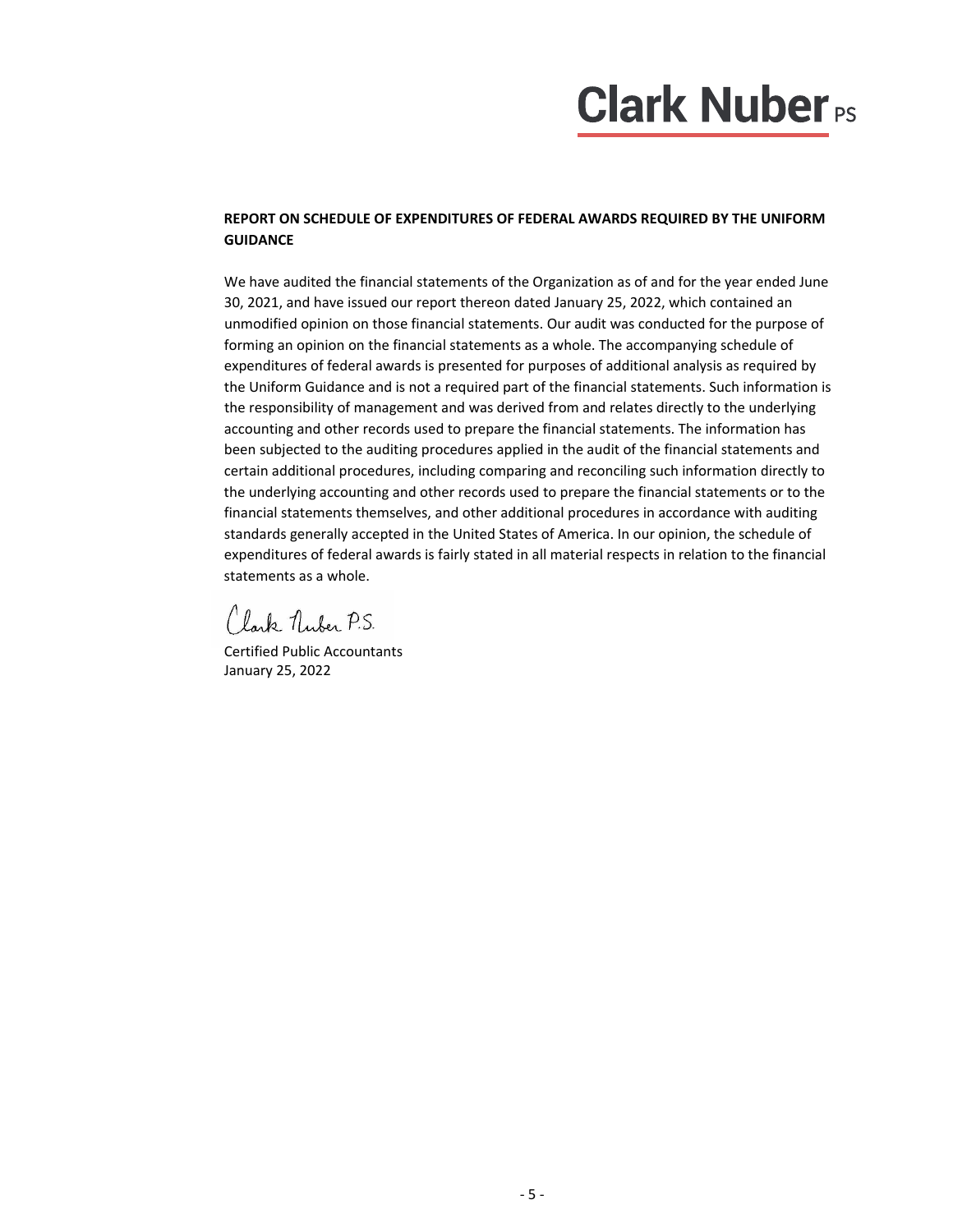**Clark Nuber PS**

## REPORT ON SCHEDULE OF EXPENDITURES OF FEDERAL AWARDS REQUIRED BY THE UNIFORM GUIDANCE

We have audited the financial statements of the Organization as of and for the year ended June 30, 2021, and have issued our report thereon dated January 25, 2022, which contained an unmodified opinion on those financial statements. Our audit was conducted for the purpose of forming an opinion on the financial statements as a whole. The accompanying schedule of expenditures of federal awards is presented for purposes of additional analysis as required by the Uniform Guidance and is not a required part of the financial statements. Such information is the responsibility of management and was derived from and relates directly to the underlying accounting and other records used to prepare the financial statements. The information has been subjected to the auditing procedures applied in the audit of the financial statements and certain additional procedures, including comparing and reconciling such information directly to the underlying accounting and other records used to prepare the financial statements or to the financial statements themselves, and other additional procedures in accordance with auditing standards generally accepted in the United States of America. In our opinion, the schedule of expenditures of federal awards is fairly stated in all material respects in relation to the financial statements as a whole.

Clark Nuber P.S.

Certified Public Accountants
January 25, 2022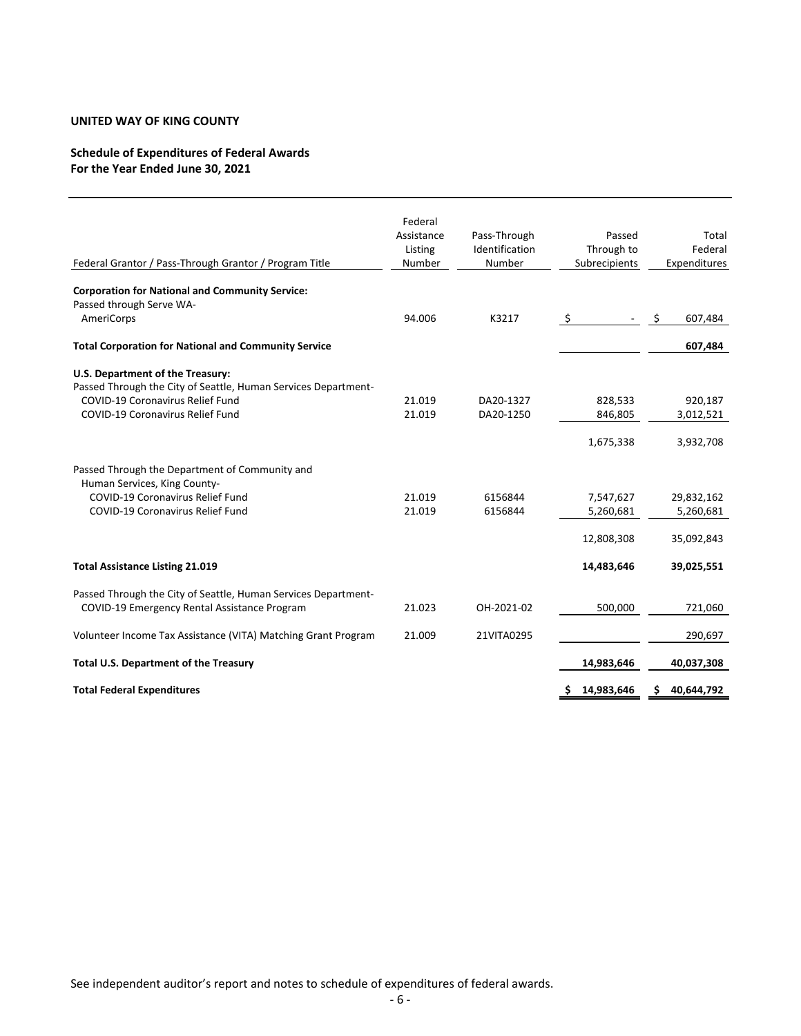**UNITED WAY OF KING COUNTY**

**Schedule of Expenditures of Federal Awards**
**For the Year Ended June 30, 2021**

| Federal Grantor / Pass-Through Grantor / Program Title | Federal Assistance Listing Number | Pass-Through Identification Number | Passed Through to Subrecipients | Total Federal Expenditures |
|---|---|---|---|---|
| **Corporation for National and Community Service:** | | | | |
| Passed through Serve WA- | | | | |
| AmeriCorps | 94.006 | K3217 | $ - | $ 607,484 |
| **Total Corporation for National and Community Service** | | | | **607,484** |
| **U.S. Department of the Treasury:** | | | | |
| Passed Through the City of Seattle, Human Services Department- | | | | |
| COVID-19 Coronavirus Relief Fund | 21.019 | DA20-1327 | 828,533 | 920,187 |
| COVID-19 Coronavirus Relief Fund | 21.019 | DA20-1250 | 846,805 | 3,012,521 |
| | | | 1,675,338 | 3,932,708 |
| Passed Through the Department of Community and Human Services, King County- | | | | |
| COVID-19 Coronavirus Relief Fund | 21.019 | 6156844 | 7,547,627 | 29,832,162 |
| COVID-19 Coronavirus Relief Fund | 21.019 | 6156844 | 5,260,681 | 5,260,681 |
| | | | 12,808,308 | 35,092,843 |
| **Total Assistance Listing 21.019** | | | **14,483,646** | **39,025,551** |
| Passed Through the City of Seattle, Human Services Department- | | | | |
| COVID-19 Emergency Rental Assistance Program | 21.023 | OH-2021-02 | 500,000 | 721,060 |
| Volunteer Income Tax Assistance (VITA) Matching Grant Program | 21.009 | 21VITA0295 | | 290,697 |
| **Total U.S. Department of the Treasury** | | | **14,983,646** | **40,037,308** |
| **Total Federal Expenditures** | | | **$ 14,983,646** | **$ 40,644,792** |

See independent auditor's report and notes to schedule of expenditures of federal awards.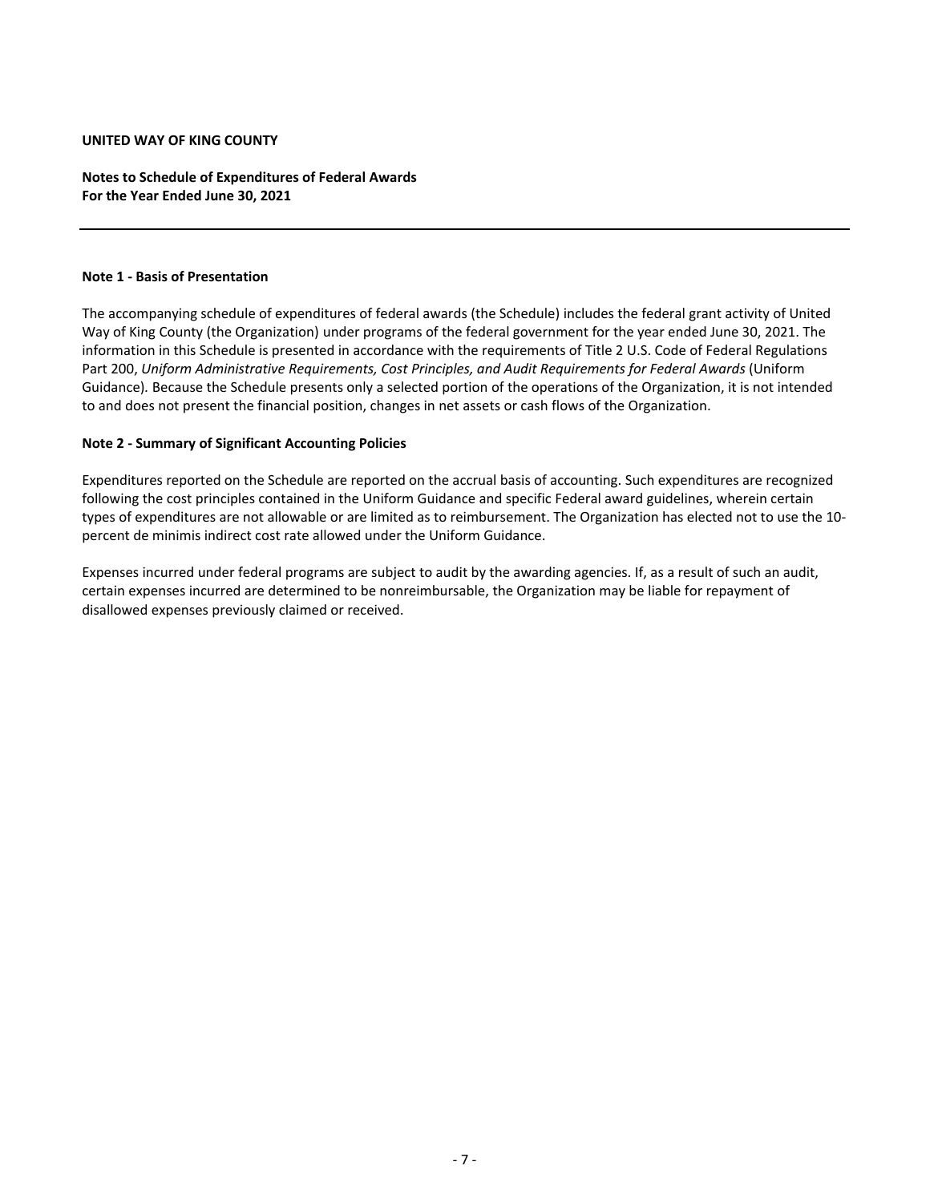**UNITED WAY OF KING COUNTY**

**Notes to Schedule of Expenditures of Federal Awards**
**For the Year Ended June 30, 2021**

---

**Note 1 - Basis of Presentation**

The accompanying schedule of expenditures of federal awards (the Schedule) includes the federal grant activity of United Way of King County (the Organization) under programs of the federal government for the year ended June 30, 2021. The information in this Schedule is presented in accordance with the requirements of Title 2 U.S. Code of Federal Regulations Part 200, *Uniform Administrative Requirements, Cost Principles, and Audit Requirements for Federal Awards* (Uniform Guidance). Because the Schedule presents only a selected portion of the operations of the Organization, it is not intended to and does not present the financial position, changes in net assets or cash flows of the Organization.

**Note 2 - Summary of Significant Accounting Policies**

Expenditures reported on the Schedule are reported on the accrual basis of accounting. Such expenditures are recognized following the cost principles contained in the Uniform Guidance and specific Federal award guidelines, wherein certain types of expenditures are not allowable or are limited as to reimbursement. The Organization has elected not to use the 10-percent de minimis indirect cost rate allowed under the Uniform Guidance.

Expenses incurred under federal programs are subject to audit by the awarding agencies. If, as a result of such an audit, certain expenses incurred are determined to be nonreimbursable, the Organization may be liable for repayment of disallowed expenses previously claimed or received.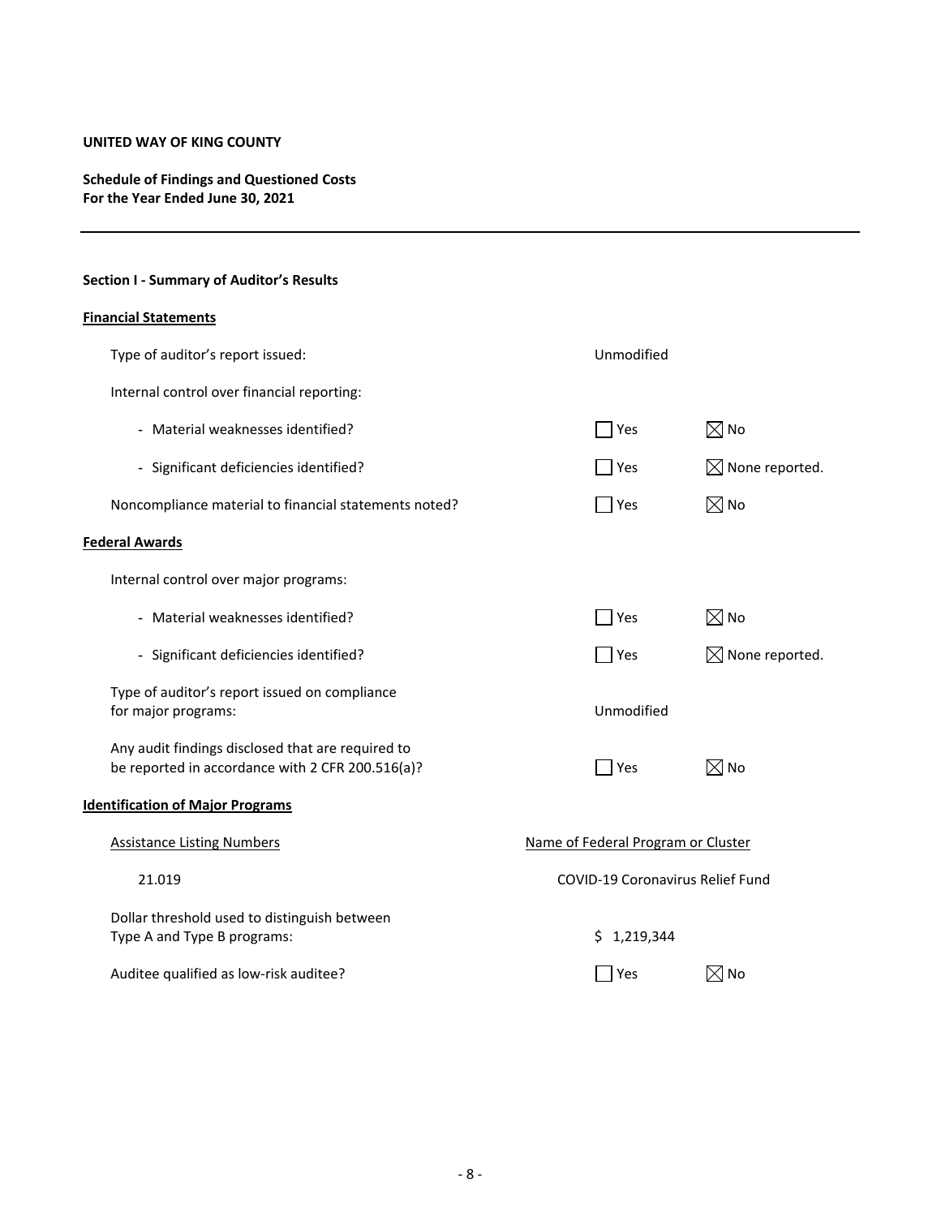**UNITED WAY OF KING COUNTY**

**Schedule of Findings and Questioned Costs**
**For the Year Ended June 30, 2021**

---

**Section I - Summary of Auditor's Results**

**Financial Statements**

| | | |
|---|---|---|
| Type of auditor's report issued: | Unmodified | |
| Internal control over financial reporting: | | |
| - Material weaknesses identified? | ☐ Yes | ☒ No |
| - Significant deficiencies identified? | ☐ Yes | ☒ None reported. |
| Noncompliance material to financial statements noted? | ☐ Yes | ☒ No |

**Federal Awards**

| | | |
|---|---|---|
| Internal control over major programs: | | |
| - Material weaknesses identified? | ☐ Yes | ☒ No |
| - Significant deficiencies identified? | ☐ Yes | ☒ None reported. |
| Type of auditor's report issued on compliance for major programs: | Unmodified | |
| Any audit findings disclosed that are required to be reported in accordance with 2 CFR 200.516(a)? | ☐ Yes | ☒ No |

**Identification of Major Programs**

| Assistance Listing Numbers | Name of Federal Program or Cluster |
|---|---|
| 21.019 | COVID-19 Coronavirus Relief Fund |

| | | |
|---|---|---|
| Dollar threshold used to distinguish between Type A and Type B programs: | $ 1,219,344 | |
| Auditee qualified as low-risk auditee? | ☐ Yes | ☒ No |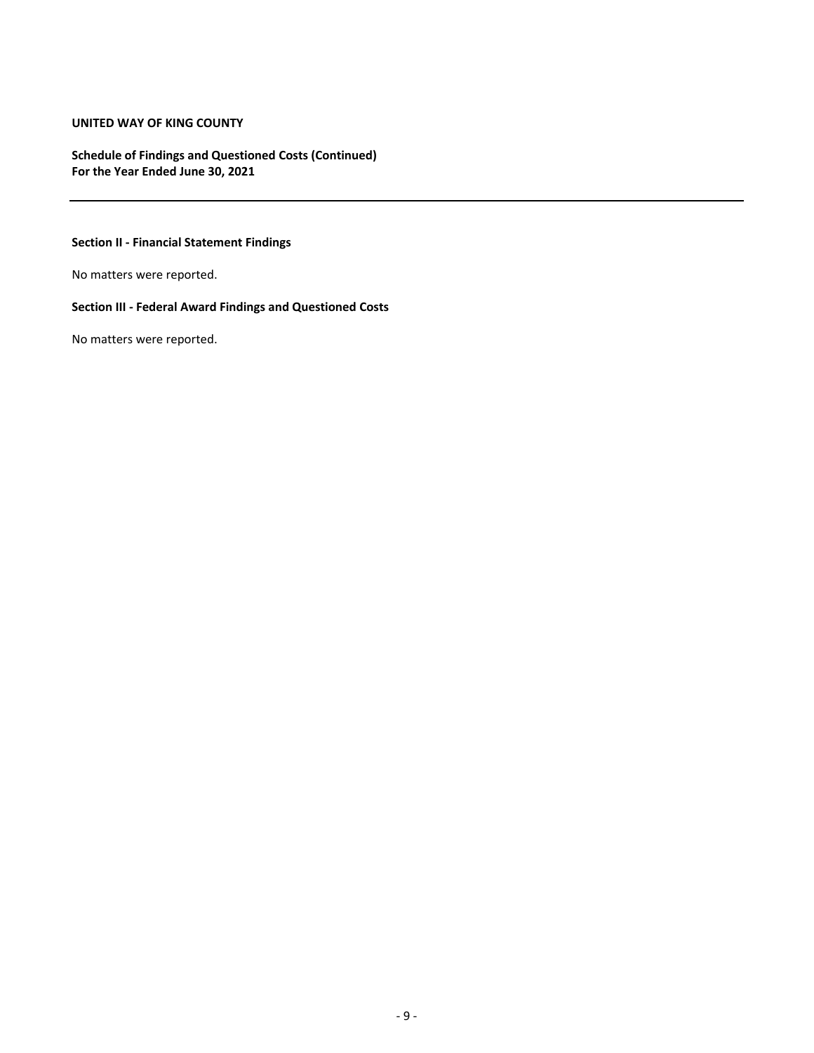**UNITED WAY OF KING COUNTY**

**Schedule of Findings and Questioned Costs (Continued)**
**For the Year Ended June 30, 2021**

---

### Section II - Financial Statement Findings

No matters were reported.

### Section III - Federal Award Findings and Questioned Costs

No matters were reported.